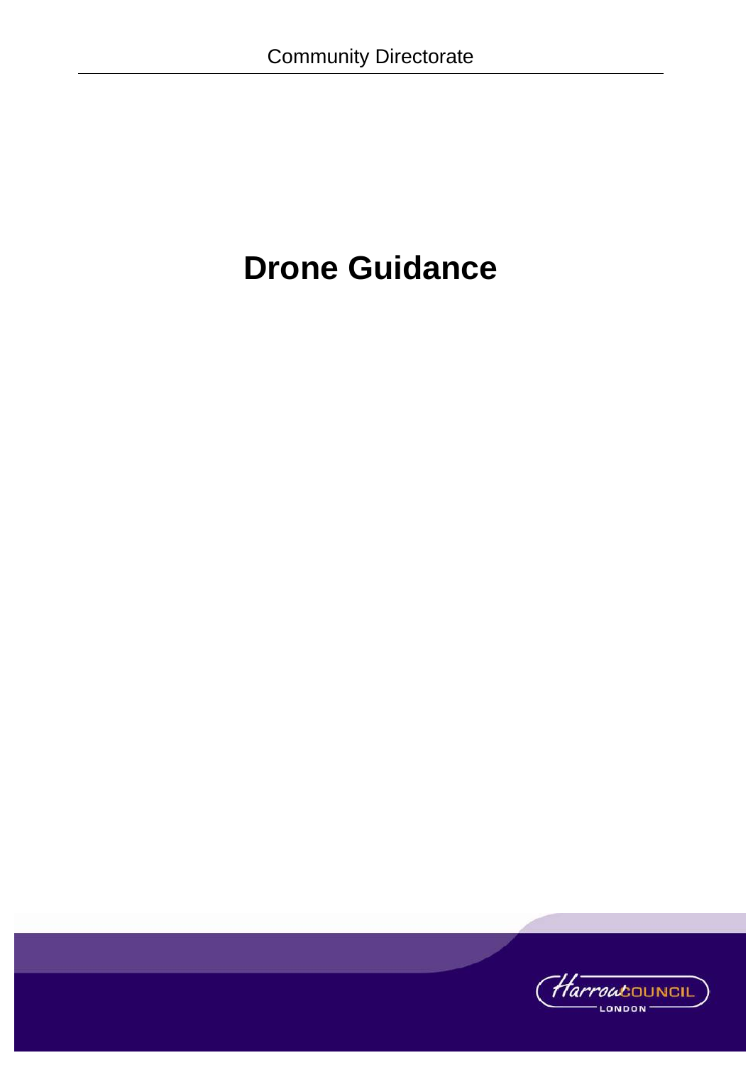Community Directorate

# Drone Guidance

Harrow COUNCIL
LONDON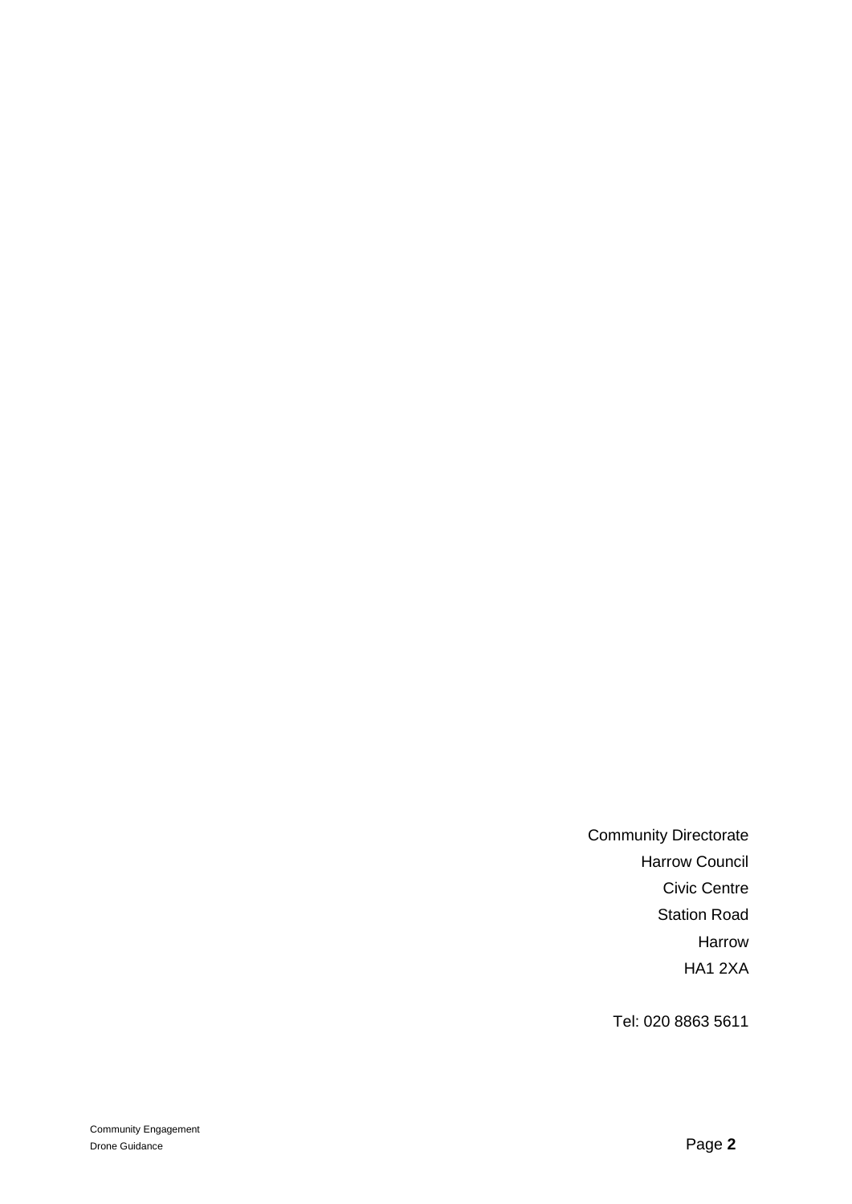Community Directorate
Harrow Council
Civic Centre
Station Road
Harrow
HA1 2XA

Tel: 020 8863 5611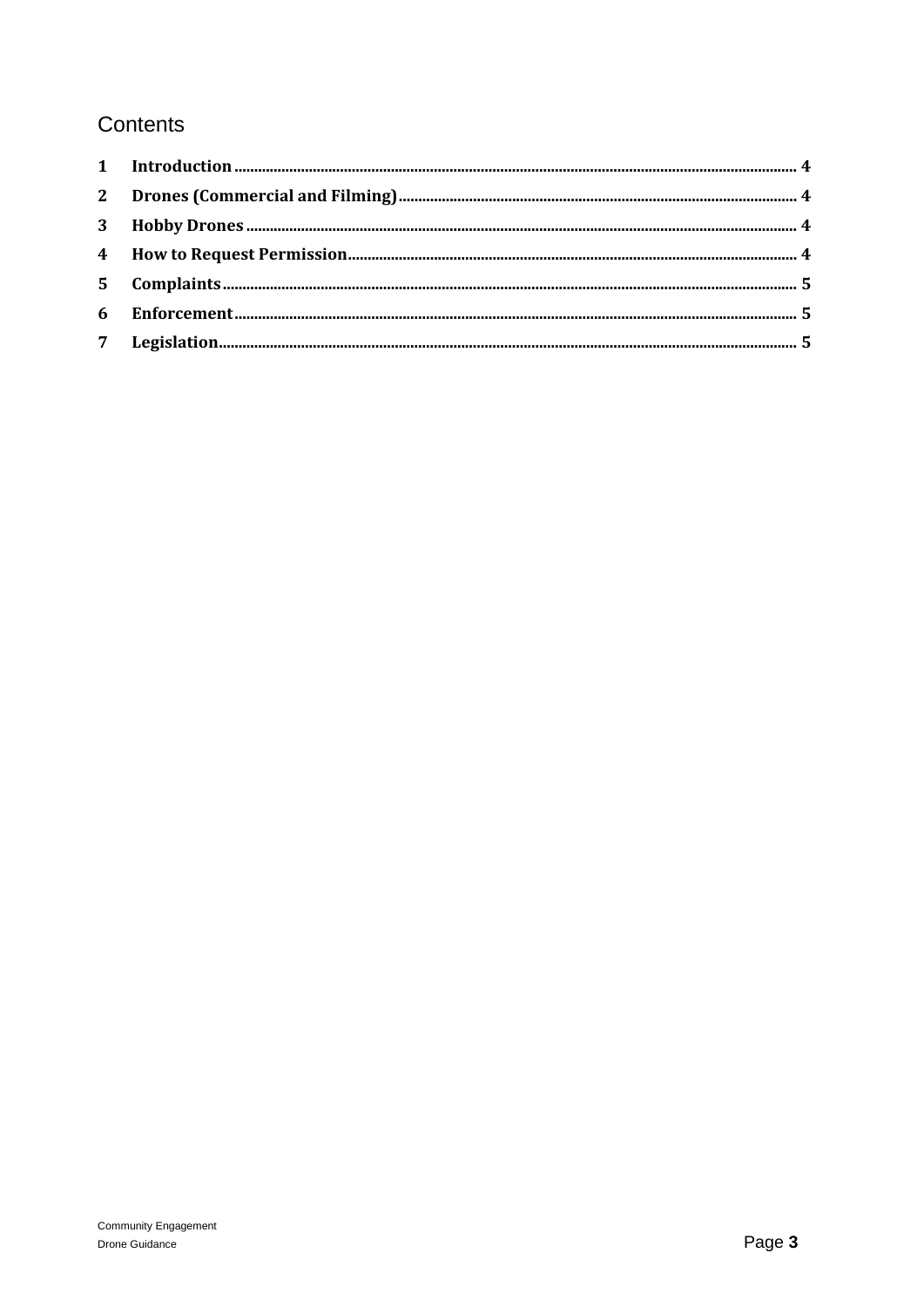# Contents

| | | |
|---|---|---|
| 1 | Introduction | 4 |
| 2 | Drones (Commercial and Filming) | 4 |
| 3 | Hobby Drones | 4 |
| 4 | How to Request Permission | 4 |
| 5 | Complaints | 5 |
| 6 | Enforcement | 5 |
| 7 | Legislation | 5 |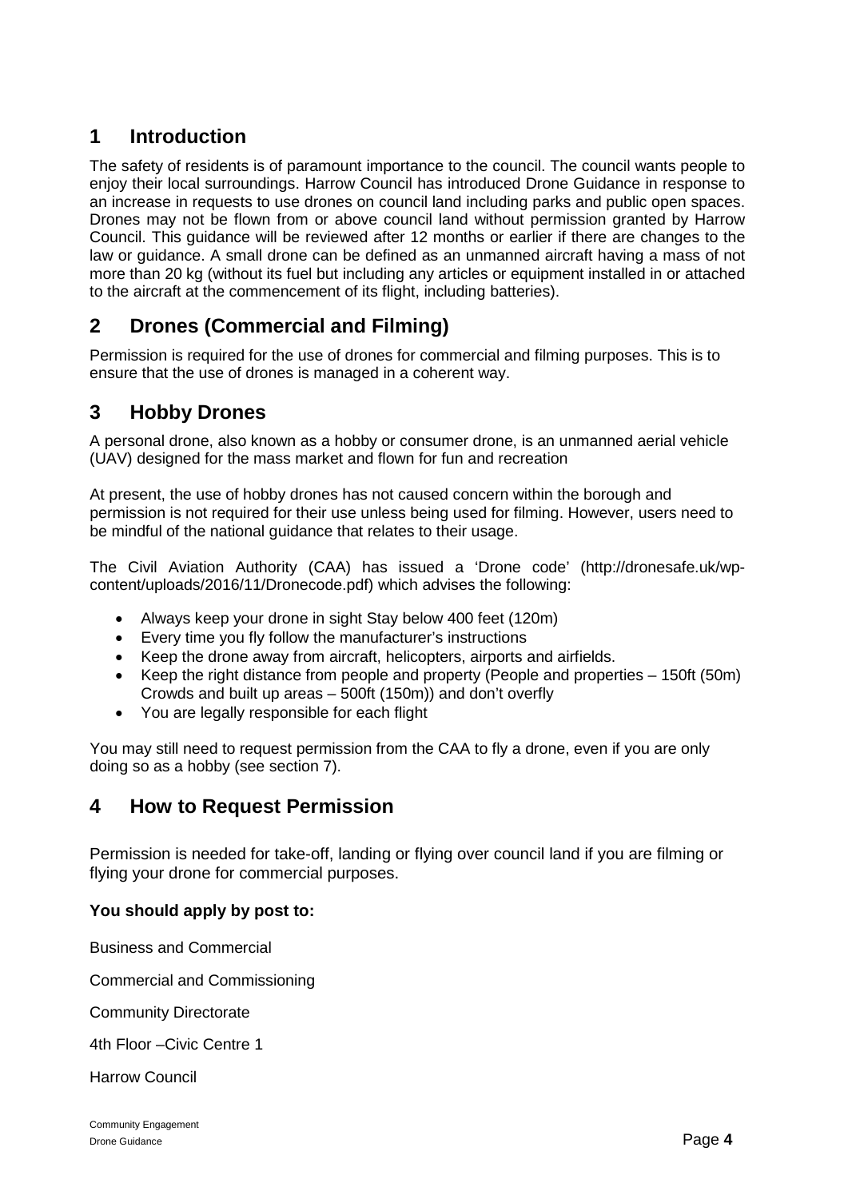## 1 Introduction

The safety of residents is of paramount importance to the council. The council wants people to enjoy their local surroundings. Harrow Council has introduced Drone Guidance in response to an increase in requests to use drones on council land including parks and public open spaces. Drones may not be flown from or above council land without permission granted by Harrow Council. This guidance will be reviewed after 12 months or earlier if there are changes to the law or guidance. A small drone can be defined as an unmanned aircraft having a mass of not more than 20 kg (without its fuel but including any articles or equipment installed in or attached to the aircraft at the commencement of its flight, including batteries).

## 2 Drones (Commercial and Filming)

Permission is required for the use of drones for commercial and filming purposes. This is to ensure that the use of drones is managed in a coherent way.

## 3 Hobby Drones

A personal drone, also known as a hobby or consumer drone, is an unmanned aerial vehicle (UAV) designed for the mass market and flown for fun and recreation

At present, the use of hobby drones has not caused concern within the borough and permission is not required for their use unless being used for filming. However, users need to be mindful of the national guidance that relates to their usage.

The Civil Aviation Authority (CAA) has issued a 'Drone code' (http://dronesafe.uk/wp-content/uploads/2016/11/Dronecode.pdf) which advises the following:

- Always keep your drone in sight Stay below 400 feet (120m)
- Every time you fly follow the manufacturer's instructions
- Keep the drone away from aircraft, helicopters, airports and airfields.
- Keep the right distance from people and property (People and properties – 150ft (50m) Crowds and built up areas – 500ft (150m)) and don't overfly
- You are legally responsible for each flight

You may still need to request permission from the CAA to fly a drone, even if you are only doing so as a hobby (see section 7).

## 4 How to Request Permission

Permission is needed for take-off, landing or flying over council land if you are filming or flying your drone for commercial purposes.

**You should apply by post to:**

Business and Commercial

Commercial and Commissioning

Community Directorate

4th Floor –Civic Centre 1

Harrow Council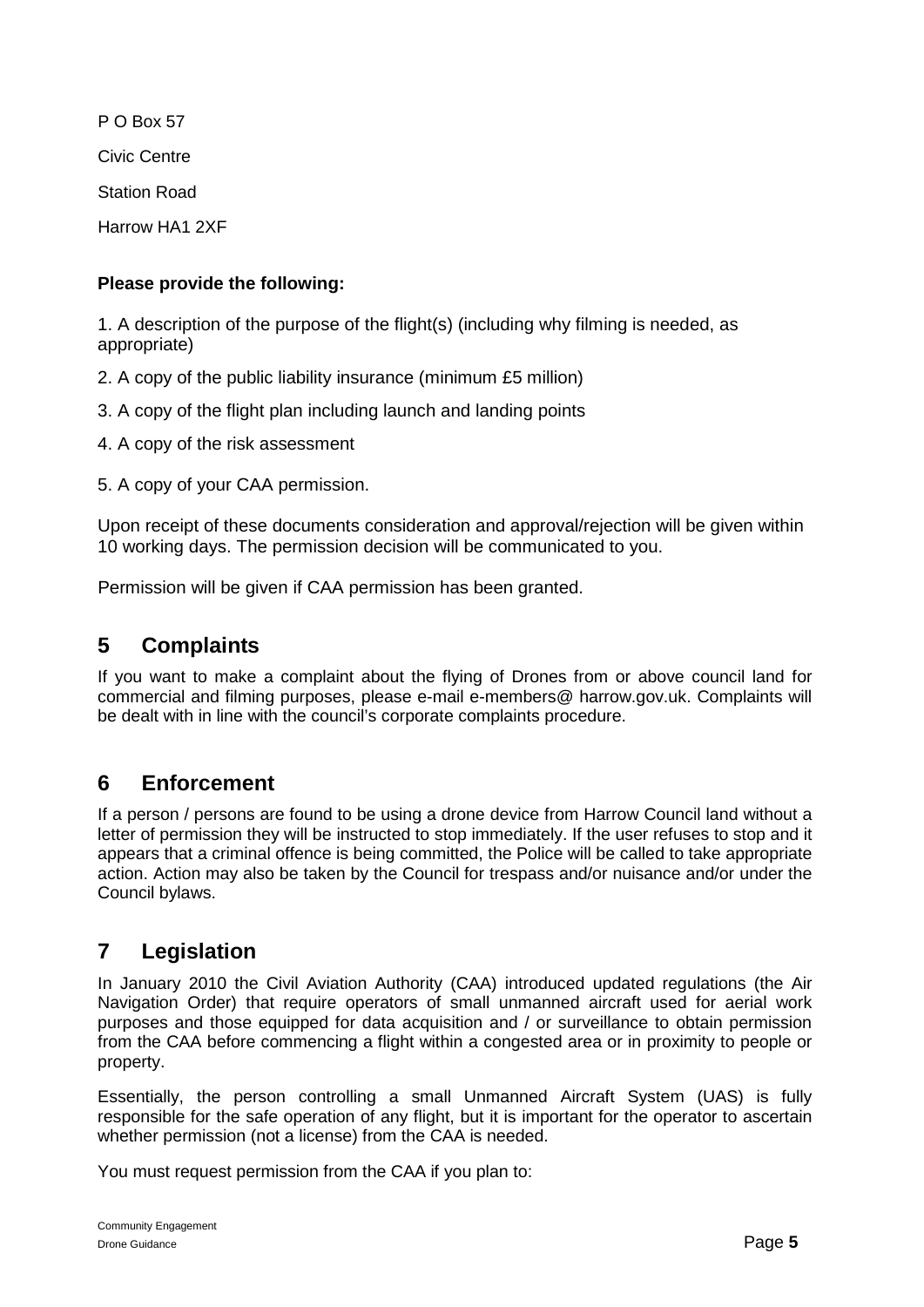P O Box 57

Civic Centre

Station Road

Harrow HA1 2XF

**Please provide the following:**

1. A description of the purpose of the flight(s) (including why filming is needed, as appropriate)

2. A copy of the public liability insurance (minimum £5 million)

3. A copy of the flight plan including launch and landing points

4. A copy of the risk assessment

5. A copy of your CAA permission.

Upon receipt of these documents consideration and approval/rejection will be given within 10 working days. The permission decision will be communicated to you.

Permission will be given if CAA permission has been granted.

## 5 Complaints

If you want to make a complaint about the flying of Drones from or above council land for commercial and filming purposes, please e-mail e-members@ harrow.gov.uk. Complaints will be dealt with in line with the council's corporate complaints procedure.

## 6 Enforcement

If a person / persons are found to be using a drone device from Harrow Council land without a letter of permission they will be instructed to stop immediately. If the user refuses to stop and it appears that a criminal offence is being committed, the Police will be called to take appropriate action. Action may also be taken by the Council for trespass and/or nuisance and/or under the Council bylaws.

## 7 Legislation

In January 2010 the Civil Aviation Authority (CAA) introduced updated regulations (the Air Navigation Order) that require operators of small unmanned aircraft used for aerial work purposes and those equipped for data acquisition and / or surveillance to obtain permission from the CAA before commencing a flight within a congested area or in proximity to people or property.

Essentially, the person controlling a small Unmanned Aircraft System (UAS) is fully responsible for the safe operation of any flight, but it is important for the operator to ascertain whether permission (not a license) from the CAA is needed.

You must request permission from the CAA if you plan to: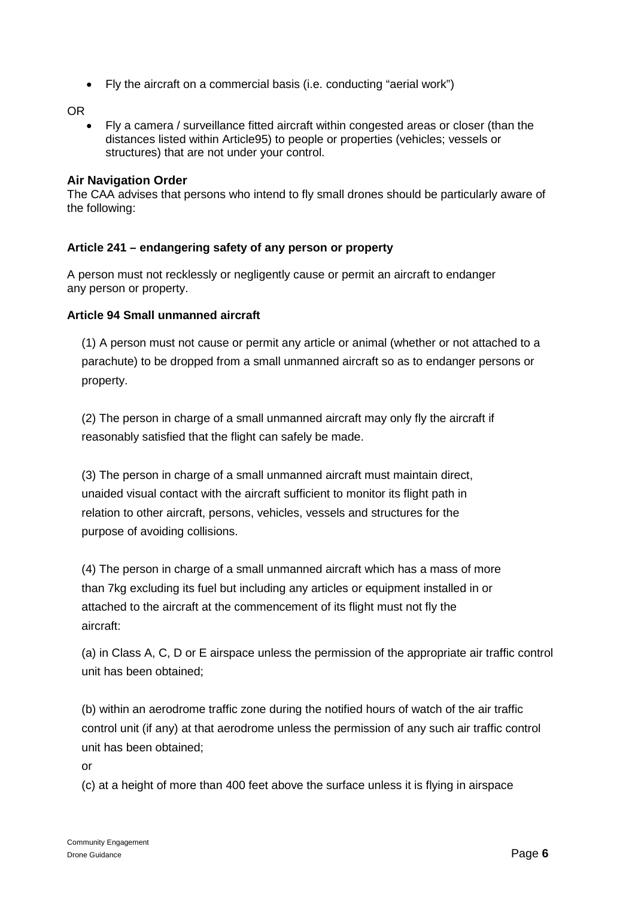- Fly the aircraft on a commercial basis (i.e. conducting "aerial work")

OR

- Fly a camera / surveillance fitted aircraft within congested areas or closer (than the distances listed within Article95) to people or properties (vehicles; vessels or structures) that are not under your control.

**Air Navigation Order**

The CAA advises that persons who intend to fly small drones should be particularly aware of the following:

**Article 241 – endangering safety of any person or property**

A person must not recklessly or negligently cause or permit an aircraft to endanger any person or property.

**Article 94 Small unmanned aircraft**

(1) A person must not cause or permit any article or animal (whether or not attached to a parachute) to be dropped from a small unmanned aircraft so as to endanger persons or property.

(2) The person in charge of a small unmanned aircraft may only fly the aircraft if reasonably satisfied that the flight can safely be made.

(3) The person in charge of a small unmanned aircraft must maintain direct, unaided visual contact with the aircraft sufficient to monitor its flight path in relation to other aircraft, persons, vehicles, vessels and structures for the purpose of avoiding collisions.

(4) The person in charge of a small unmanned aircraft which has a mass of more than 7kg excluding its fuel but including any articles or equipment installed in or attached to the aircraft at the commencement of its flight must not fly the aircraft:

(a) in Class A, C, D or E airspace unless the permission of the appropriate air traffic control unit has been obtained;

(b) within an aerodrome traffic zone during the notified hours of watch of the air traffic control unit (if any) at that aerodrome unless the permission of any such air traffic control unit has been obtained;

or

(c) at a height of more than 400 feet above the surface unless it is flying in airspace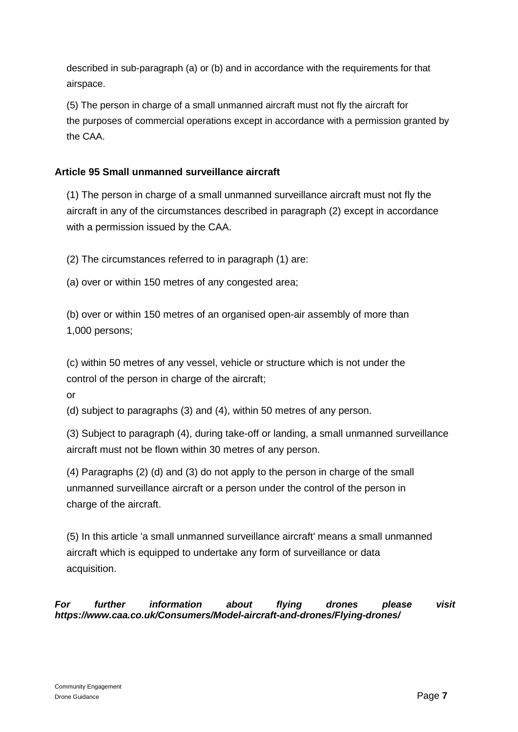described in sub-paragraph (a) or (b) and in accordance with the requirements for that airspace.

(5) The person in charge of a small unmanned aircraft must not fly the aircraft for the purposes of commercial operations except in accordance with a permission granted by the CAA.

**Article 95 Small unmanned surveillance aircraft**

(1) The person in charge of a small unmanned surveillance aircraft must not fly the aircraft in any of the circumstances described in paragraph (2) except in accordance with a permission issued by the CAA.

(2) The circumstances referred to in paragraph (1) are:

(a) over or within 150 metres of any congested area;

(b) over or within 150 metres of an organised open-air assembly of more than 1,000 persons;

(c) within 50 metres of any vessel, vehicle or structure which is not under the control of the person in charge of the aircraft;

or

(d) subject to paragraphs (3) and (4), within 50 metres of any person.

(3) Subject to paragraph (4), during take-off or landing, a small unmanned surveillance aircraft must not be flown within 30 metres of any person.

(4) Paragraphs (2) (d) and (3) do not apply to the person in charge of the small unmanned surveillance aircraft or a person under the control of the person in charge of the aircraft.

(5) In this article 'a small unmanned surveillance aircraft' means a small unmanned aircraft which is equipped to undertake any form of surveillance or data acquisition.

***For further information about flying drones please visit https://www.caa.co.uk/Consumers/Model-aircraft-and-drones/Flying-drones/***